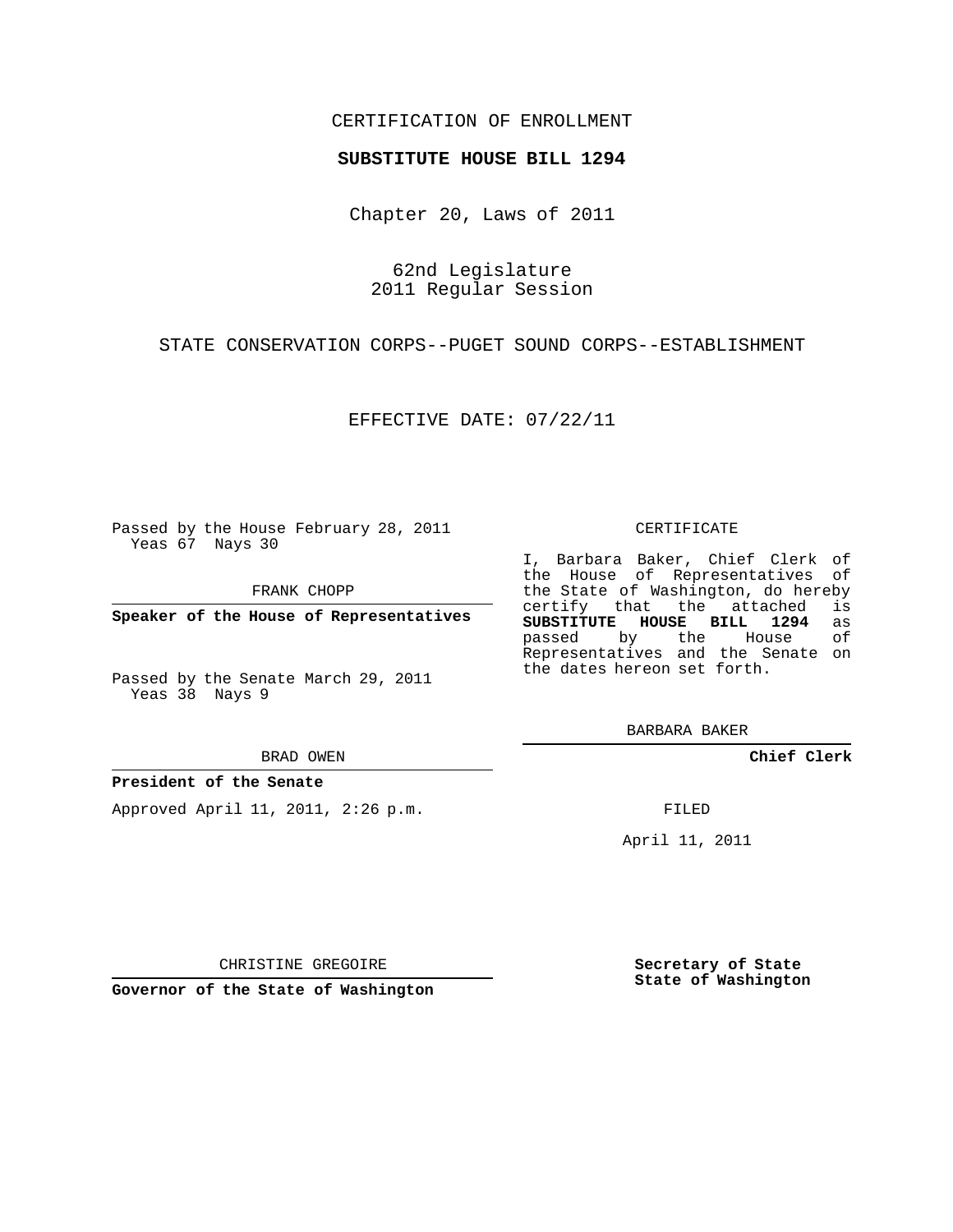CERTIFICATION OF ENROLLMENT

**SUBSTITUTE HOUSE BILL 1294**

Chapter 20, Laws of 2011

62nd Legislature
2011 Regular Session

STATE CONSERVATION CORPS--PUGET SOUND CORPS--ESTABLISHMENT

EFFECTIVE DATE: 07/22/11

Passed by the House February 28, 2011
Yeas 67 Nays 30

FRANK CHOPP

**Speaker of the House of Representatives**

Passed by the Senate March 29, 2011
Yeas 38 Nays 9

BRAD OWEN

**President of the Senate**

Approved April 11, 2011, 2:26 p.m.

CHRISTINE GREGOIRE

**Governor of the State of Washington**

CERTIFICATE

I, Barbara Baker, Chief Clerk of the House of Representatives of the State of Washington, do hereby certify that the attached is **SUBSTITUTE HOUSE BILL 1294** as passed by the House of Representatives and the Senate on the dates hereon set forth.

BARBARA BAKER

**Chief Clerk**

FILED

April 11, 2011

**Secretary of State**
**State of Washington**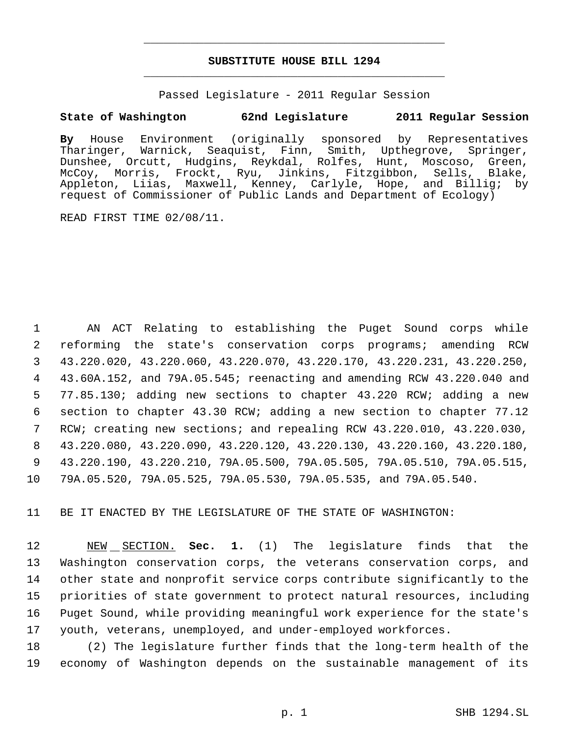**SUBSTITUTE HOUSE BILL 1294**

Passed Legislature - 2011 Regular Session

**State of Washington 62nd Legislature 2011 Regular Session**

**By** House Environment (originally sponsored by Representatives Tharinger, Warnick, Seaquist, Finn, Smith, Upthegrove, Springer, Dunshee, Orcutt, Hudgins, Reykdal, Rolfes, Hunt, Moscoso, Green, McCoy, Morris, Frockt, Ryu, Jinkins, Fitzgibbon, Sells, Blake, Appleton, Liias, Maxwell, Kenney, Carlyle, Hope, and Billig; by request of Commissioner of Public Lands and Department of Ecology)

READ FIRST TIME 02/08/11.

1 AN ACT Relating to establishing the Puget Sound corps while
2 reforming the state's conservation corps programs; amending RCW
3 43.220.020, 43.220.060, 43.220.070, 43.220.170, 43.220.231, 43.220.250,
4 43.60A.152, and 79A.05.545; reenacting and amending RCW 43.220.040 and
5 77.85.130; adding new sections to chapter 43.220 RCW; adding a new
6 section to chapter 43.30 RCW; adding a new section to chapter 77.12
7 RCW; creating new sections; and repealing RCW 43.220.010, 43.220.030,
8 43.220.080, 43.220.090, 43.220.120, 43.220.130, 43.220.160, 43.220.180,
9 43.220.190, 43.220.210, 79A.05.500, 79A.05.505, 79A.05.510, 79A.05.515,
10 79A.05.520, 79A.05.525, 79A.05.530, 79A.05.535, and 79A.05.540.

11 BE IT ENACTED BY THE LEGISLATURE OF THE STATE OF WASHINGTON:

12 NEW SECTION. **Sec. 1.** (1) The legislature finds that the
13 Washington conservation corps, the veterans conservation corps, and
14 other state and nonprofit service corps contribute significantly to the
15 priorities of state government to protect natural resources, including
16 Puget Sound, while providing meaningful work experience for the state's
17 youth, veterans, unemployed, and under-employed workforces.

18 (2) The legislature further finds that the long-term health of the
19 economy of Washington depends on the sustainable management of its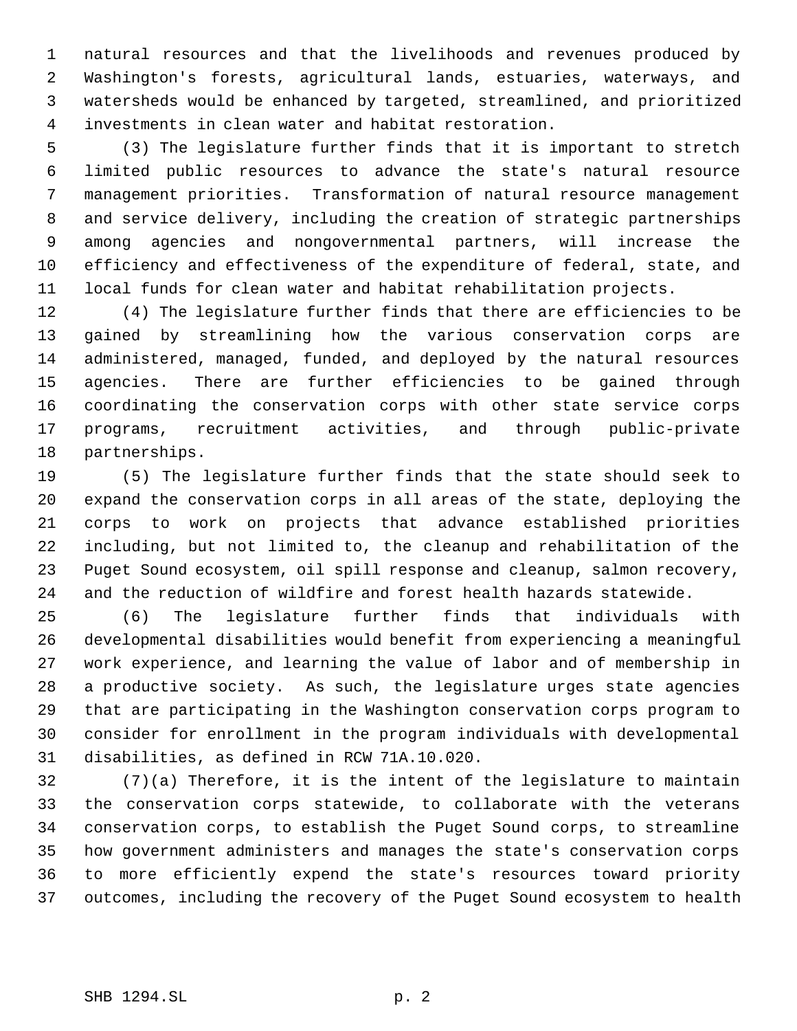natural resources and that the livelihoods and revenues produced by Washington's forests, agricultural lands, estuaries, waterways, and watersheds would be enhanced by targeted, streamlined, and prioritized investments in clean water and habitat restoration.

(3) The legislature further finds that it is important to stretch limited public resources to advance the state's natural resource management priorities. Transformation of natural resource management and service delivery, including the creation of strategic partnerships among agencies and nongovernmental partners, will increase the efficiency and effectiveness of the expenditure of federal, state, and local funds for clean water and habitat rehabilitation projects.

(4) The legislature further finds that there are efficiencies to be gained by streamlining how the various conservation corps are administered, managed, funded, and deployed by the natural resources agencies. There are further efficiencies to be gained through coordinating the conservation corps with other state service corps programs, recruitment activities, and through public-private partnerships.

(5) The legislature further finds that the state should seek to expand the conservation corps in all areas of the state, deploying the corps to work on projects that advance established priorities including, but not limited to, the cleanup and rehabilitation of the Puget Sound ecosystem, oil spill response and cleanup, salmon recovery, and the reduction of wildfire and forest health hazards statewide.

(6) The legislature further finds that individuals with developmental disabilities would benefit from experiencing a meaningful work experience, and learning the value of labor and of membership in a productive society. As such, the legislature urges state agencies that are participating in the Washington conservation corps program to consider for enrollment in the program individuals with developmental disabilities, as defined in RCW 71A.10.020.

(7)(a) Therefore, it is the intent of the legislature to maintain the conservation corps statewide, to collaborate with the veterans conservation corps, to establish the Puget Sound corps, to streamline how government administers and manages the state's conservation corps to more efficiently expend the state's resources toward priority outcomes, including the recovery of the Puget Sound ecosystem to health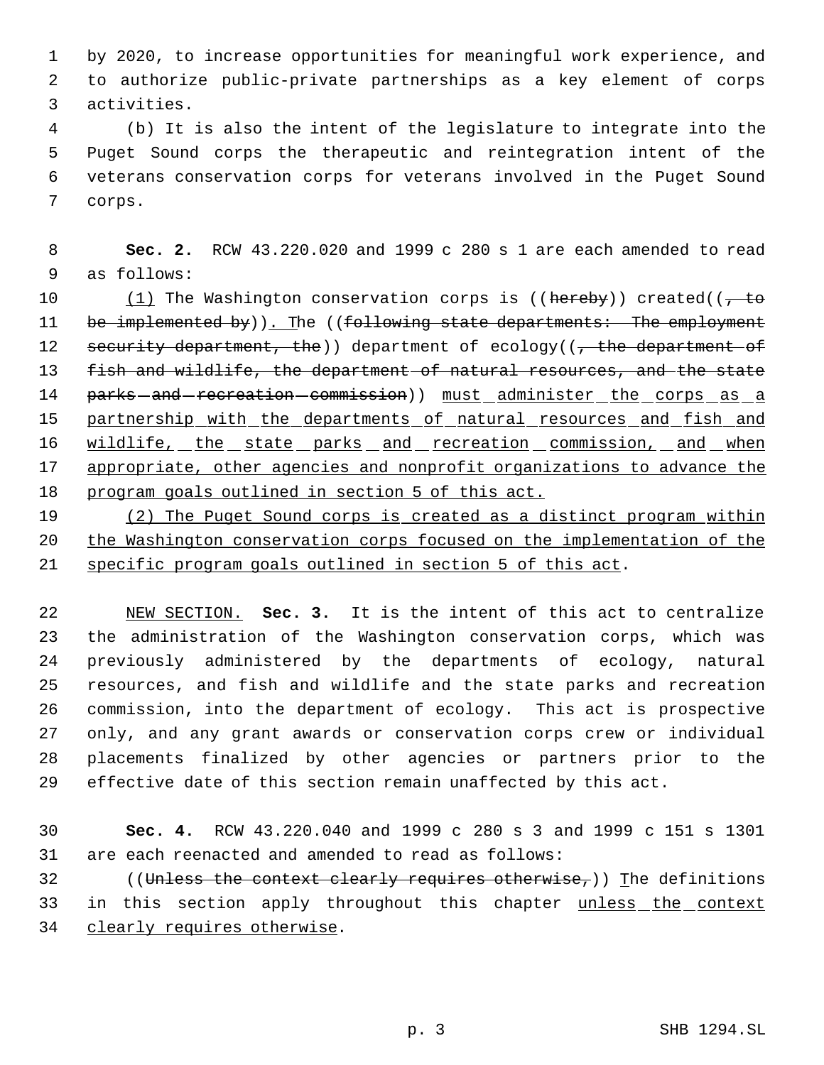by 2020, to increase opportunities for meaningful work experience, and to authorize public-private partnerships as a key element of corps activities.

(b) It is also the intent of the legislature to integrate into the Puget Sound corps the therapeutic and reintegration intent of the veterans conservation corps for veterans involved in the Puget Sound corps.

**Sec. 2.** RCW 43.220.020 and 1999 c 280 s 1 are each amended to read as follows:

(1) The Washington conservation corps is ((hereby)) created((, to be implemented by)). The ((following state departments: The employment security department, the)) department of ecology((, the department of fish and wildlife, the department of natural resources, and the state parks and recreation commission)) must administer the corps as a partnership with the departments of natural resources and fish and wildlife, the state parks and recreation commission, and when appropriate, other agencies and nonprofit organizations to advance the program goals outlined in section 5 of this act.

(2) The Puget Sound corps is created as a distinct program within the Washington conservation corps focused on the implementation of the specific program goals outlined in section 5 of this act.

NEW SECTION. **Sec. 3.** It is the intent of this act to centralize the administration of the Washington conservation corps, which was previously administered by the departments of ecology, natural resources, and fish and wildlife and the state parks and recreation commission, into the department of ecology. This act is prospective only, and any grant awards or conservation corps crew or individual placements finalized by other agencies or partners prior to the effective date of this section remain unaffected by this act.

**Sec. 4.** RCW 43.220.040 and 1999 c 280 s 3 and 1999 c 151 s 1301 are each reenacted and amended to read as follows:

((Unless the context clearly requires otherwise,)) The definitions in this section apply throughout this chapter unless the context clearly requires otherwise.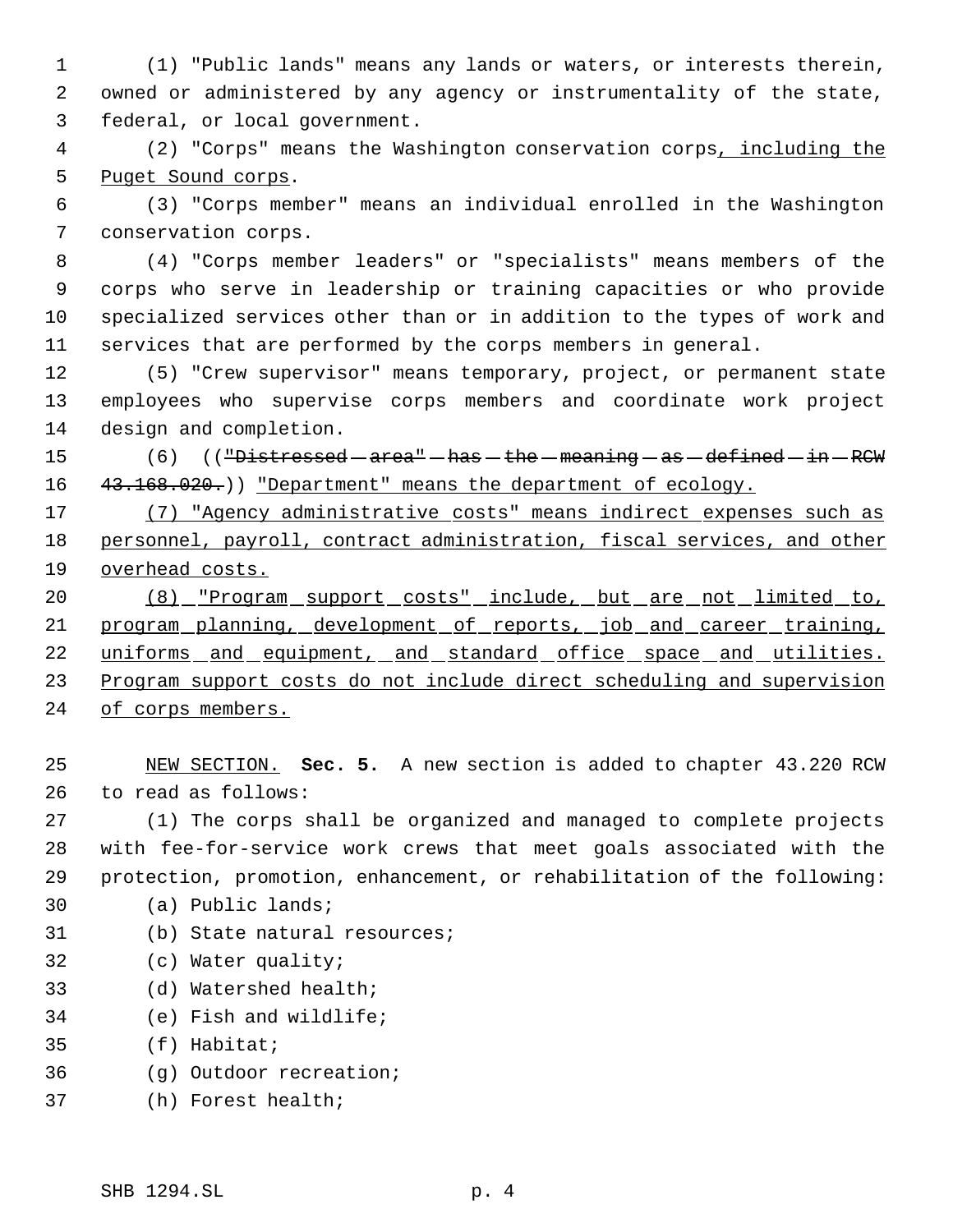(1) "Public lands" means any lands or waters, or interests therein, owned or administered by any agency or instrumentality of the state, federal, or local government.

(2) "Corps" means the Washington conservation corps, including the Puget Sound corps.

(3) "Corps member" means an individual enrolled in the Washington conservation corps.

(4) "Corps member leaders" or "specialists" means members of the corps who serve in leadership or training capacities or who provide specialized services other than or in addition to the types of work and services that are performed by the corps members in general.

(5) "Crew supervisor" means temporary, project, or permanent state employees who supervise corps members and coordinate work project design and completion.

(6) (("Distressed area" has the meaning as defined in RCW 43.168.020.)) "Department" means the department of ecology.

(7) "Agency administrative costs" means indirect expenses such as personnel, payroll, contract administration, fiscal services, and other overhead costs.

(8) "Program support costs" include, but are not limited to, program planning, development of reports, job and career training, uniforms and equipment, and standard office space and utilities. Program support costs do not include direct scheduling and supervision of corps members.

NEW SECTION. **Sec. 5.** A new section is added to chapter 43.220 RCW to read as follows:

(1) The corps shall be organized and managed to complete projects with fee-for-service work crews that meet goals associated with the protection, promotion, enhancement, or rehabilitation of the following:

(a) Public lands;

(b) State natural resources;

(c) Water quality;

(d) Watershed health;

(e) Fish and wildlife;

(f) Habitat;

(g) Outdoor recreation;

(h) Forest health;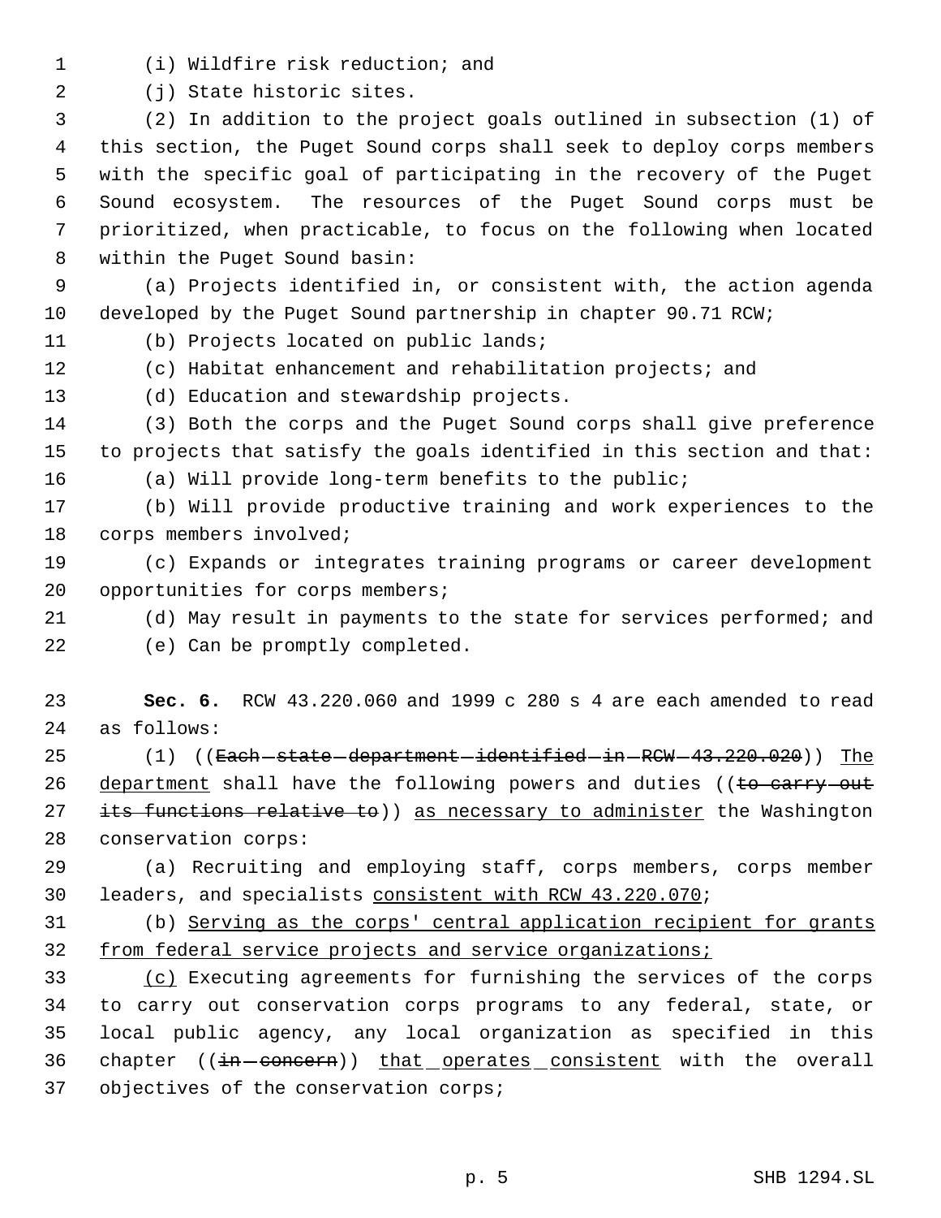(i) Wildfire risk reduction; and

(j) State historic sites.

(2) In addition to the project goals outlined in subsection (1) of this section, the Puget Sound corps shall seek to deploy corps members with the specific goal of participating in the recovery of the Puget Sound ecosystem. The resources of the Puget Sound corps must be prioritized, when practicable, to focus on the following when located within the Puget Sound basin:

(a) Projects identified in, or consistent with, the action agenda developed by the Puget Sound partnership in chapter 90.71 RCW;

(b) Projects located on public lands;

(c) Habitat enhancement and rehabilitation projects; and

(d) Education and stewardship projects.

(3) Both the corps and the Puget Sound corps shall give preference to projects that satisfy the goals identified in this section and that:

(a) Will provide long-term benefits to the public;

(b) Will provide productive training and work experiences to the corps members involved;

(c) Expands or integrates training programs or career development opportunities for corps members;

(d) May result in payments to the state for services performed; and

(e) Can be promptly completed.

**Sec. 6.** RCW 43.220.060 and 1999 c 280 s 4 are each amended to read as follows:

(1) ((~~Each state department identified in RCW 43.220.020~~)) <u>The department</u> shall have the following powers and duties ((~~to carry out its functions relative to~~)) <u>as necessary to administer</u> the Washington conservation corps:

(a) Recruiting and employing staff, corps members, corps member leaders, and specialists <u>consistent with RCW 43.220.070</u>;

(b) <u>Serving as the corps' central application recipient for grants from federal service projects and service organizations;</u>

<u>(c)</u> Executing agreements for furnishing the services of the corps to carry out conservation corps programs to any federal, state, or local public agency, any local organization as specified in this chapter ((~~in concern~~)) <u>that operates consistent</u> with the overall objectives of the conservation corps;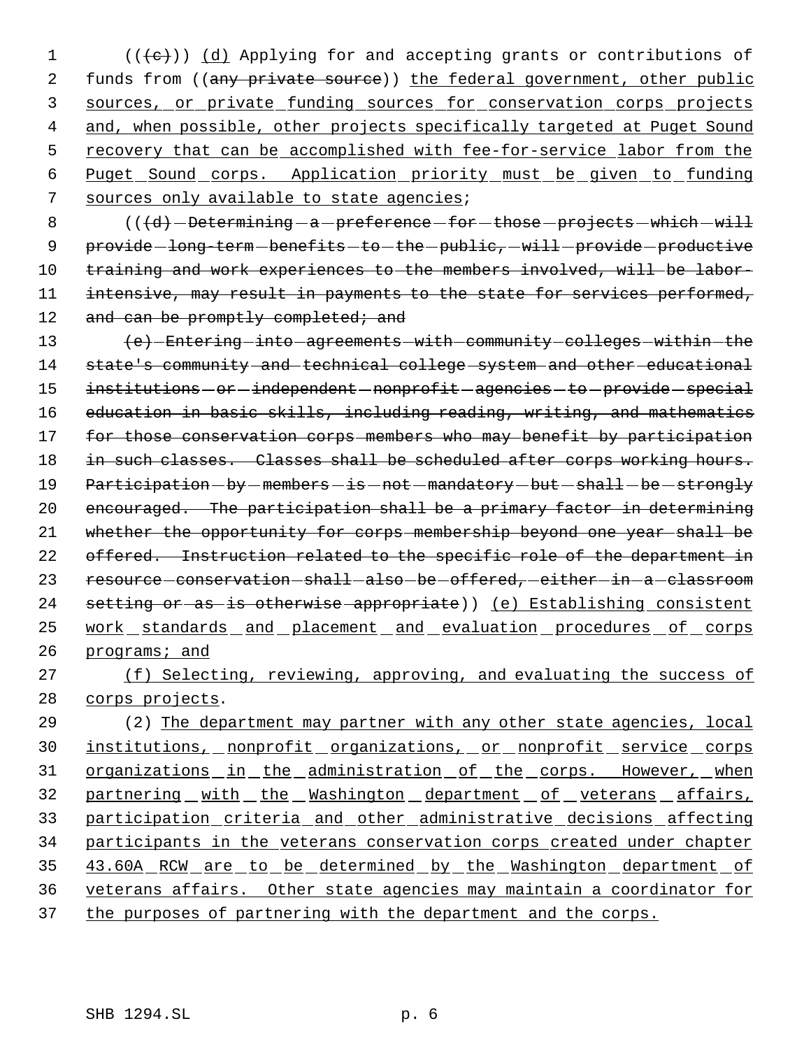(((c))) (d) Applying for and accepting grants or contributions of funds from ((any private source)) the federal government, other public sources, or private funding sources for conservation corps projects and, when possible, other projects specifically targeted at Puget Sound recovery that can be accomplished with fee-for-service labor from the Puget Sound corps. Application priority must be given to funding sources only available to state agencies;

(((d) Determining a preference for those projects which will provide long-term benefits to the public, will provide productive training and work experiences to the members involved, will be labor-intensive, may result in payments to the state for services performed, and can be promptly completed; and

(e) Entering into agreements with community colleges within the state's community and technical college system and other educational institutions or independent nonprofit agencies to provide special education in basic skills, including reading, writing, and mathematics for those conservation corps members who may benefit by participation in such classes. Classes shall be scheduled after corps working hours. Participation by members is not mandatory but shall be strongly encouraged. The participation shall be a primary factor in determining whether the opportunity for corps membership beyond one year shall be offered. Instruction related to the specific role of the department in resource conservation shall also be offered, either in a classroom setting or as is otherwise appropriate)) (e) Establishing consistent work standards and placement and evaluation procedures of corps programs; and

(f) Selecting, reviewing, approving, and evaluating the success of corps projects.

(2) The department may partner with any other state agencies, local institutions, nonprofit organizations, or nonprofit service corps organizations in the administration of the corps. However, when partnering with the Washington department of veterans affairs, participation criteria and other administrative decisions affecting participants in the veterans conservation corps created under chapter 43.60A RCW are to be determined by the Washington department of veterans affairs. Other state agencies may maintain a coordinator for the purposes of partnering with the department and the corps.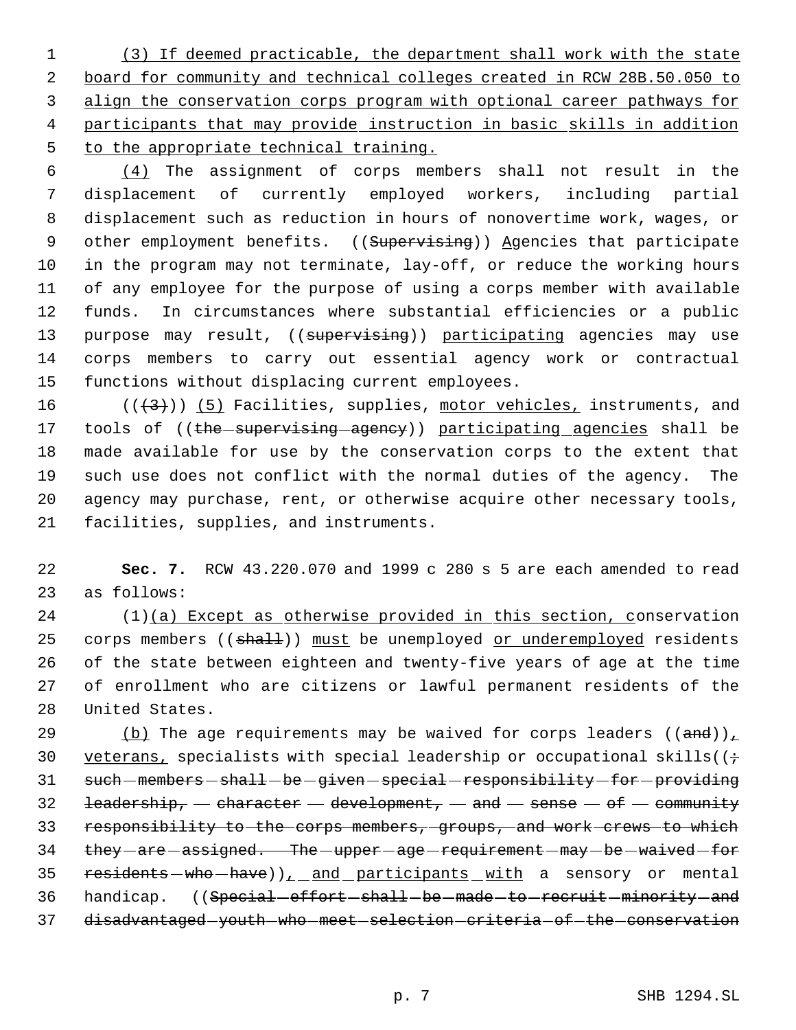(3) If deemed practicable, the department shall work with the state board for community and technical colleges created in RCW 28B.50.050 to align the conservation corps program with optional career pathways for participants that may provide instruction in basic skills in addition to the appropriate technical training.

(4) The assignment of corps members shall not result in the displacement of currently employed workers, including partial displacement such as reduction in hours of nonovertime work, wages, or other employment benefits. ((~~Supervising~~)) Agencies that participate in the program may not terminate, lay-off, or reduce the working hours of any employee for the purpose of using a corps member with available funds. In circumstances where substantial efficiencies or a public purpose may result, ((~~supervising~~)) participating agencies may use corps members to carry out essential agency work or contractual functions without displacing current employees.

((~~(3)~~)) (5) Facilities, supplies, motor vehicles, instruments, and tools of ((~~the supervising agency~~)) participating agencies shall be made available for use by the conservation corps to the extent that such use does not conflict with the normal duties of the agency. The agency may purchase, rent, or otherwise acquire other necessary tools, facilities, supplies, and instruments.

**Sec. 7.** RCW 43.220.070 and 1999 c 280 s 5 are each amended to read as follows:

(1)(a) Except as otherwise provided in this section, conservation corps members ((~~shall~~)) must be unemployed or underemployed residents of the state between eighteen and twenty-five years of age at the time of enrollment who are citizens or lawful permanent residents of the United States.

(b) The age requirements may be waived for corps leaders ((~~and~~)), veterans, specialists with special leadership or occupational skills((~~; such members shall be given special responsibility for providing leadership, character development, and sense of community responsibility to the corps members, groups, and work crews to which they are assigned. The upper age requirement may be waived for residents who have~~)), and participants with a sensory or mental handicap. ((~~Special effort shall be made to recruit minority and disadvantaged youth who meet selection criteria of the conservation~~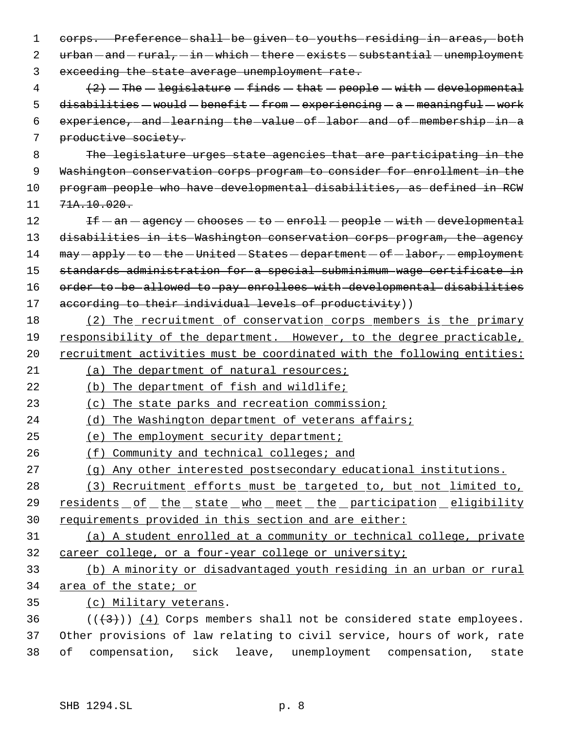~~corps. Preference shall be given to youths residing in areas, both urban and rural, in which there exists substantial unemployment exceeding the state average unemployment rate.~~

~~(2) The legislature finds that people with developmental disabilities would benefit from experiencing a meaningful work experience, and learning the value of labor and of membership in a productive society.~~

~~The legislature urges state agencies that are participating in the Washington conservation corps program to consider for enrollment in the program people who have developmental disabilities, as defined in RCW 71A.10.020.~~

~~If an agency chooses to enroll people with developmental disabilities in its Washington conservation corps program, the agency may apply to the United States department of labor, employment standards administration for a special subminimum wage certificate in order to be allowed to pay enrollees with developmental disabilities according to their individual levels of productivity~~))

<u>(2) The recruitment of conservation corps members is the primary responsibility of the department. However, to the degree practicable, recruitment activities must be coordinated with the following entities:</u>

<u>(a) The department of natural resources;</u>

<u>(b) The department of fish and wildlife;</u>

<u>(c) The state parks and recreation commission;</u>

<u>(d) The Washington department of veterans affairs;</u>

<u>(e) The employment security department;</u>

<u>(f) Community and technical colleges; and</u>

<u>(g) Any other interested postsecondary educational institutions.</u>

<u>(3) Recruitment efforts must be targeted to, but not limited to, residents of the state who meet the participation eligibility requirements provided in this section and are either:</u>

<u>(a) A student enrolled at a community or technical college, private career college, or a four-year college or university;</u>

<u>(b) A minority or disadvantaged youth residing in an urban or rural area of the state; or</u>

<u>(c) Military veterans</u>.

((~~(3)~~)) <u>(4)</u> Corps members shall not be considered state employees. Other provisions of law relating to civil service, hours of work, rate of compensation, sick leave, unemployment compensation, state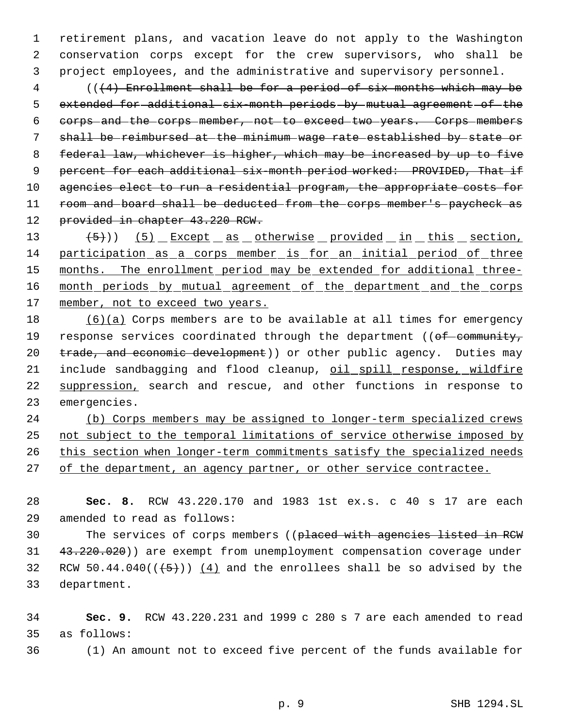retirement plans, and vacation leave do not apply to the Washington conservation corps except for the crew supervisors, who shall be project employees, and the administrative and supervisory personnel.

((~~(4) Enrollment shall be for a period of six months which may be extended for additional six-month periods by mutual agreement of the corps and the corps member, not to exceed two years. Corps members shall be reimbursed at the minimum wage rate established by state or federal law, whichever is higher, which may be increased by up to five percent for each additional six-month period worked: PROVIDED, That if agencies elect to run a residential program, the appropriate costs for room and board shall be deducted from the corps member's paycheck as provided in chapter 43.220 RCW.~~

~~(5)~~)) <u>(5) Except as otherwise provided in this section, participation as a corps member is for an initial period of three months. The enrollment period may be extended for additional three-month periods by mutual agreement of the department and the corps member, not to exceed two years.</u>

<u>(6)(a)</u> Corps members are to be available at all times for emergency response services coordinated through the department ((~~of community, trade, and economic development~~)) or other public agency. Duties may include sandbagging and flood cleanup, <u>oil spill response, wildfire suppression,</u> search and rescue, and other functions in response to emergencies.

<u>(b) Corps members may be assigned to longer-term specialized crews not subject to the temporal limitations of service otherwise imposed by this section when longer-term commitments satisfy the specialized needs of the department, an agency partner, or other service contractee.</u>

**Sec. 8.** RCW 43.220.170 and 1983 1st ex.s. c 40 s 17 are each amended to read as follows:

The services of corps members ((~~placed with agencies listed in RCW 43.220.020~~)) are exempt from unemployment compensation coverage under RCW 50.44.040((~~(5)~~)) <u>(4)</u> and the enrollees shall be so advised by the department.

**Sec. 9.** RCW 43.220.231 and 1999 c 280 s 7 are each amended to read as follows:

(1) An amount not to exceed five percent of the funds available for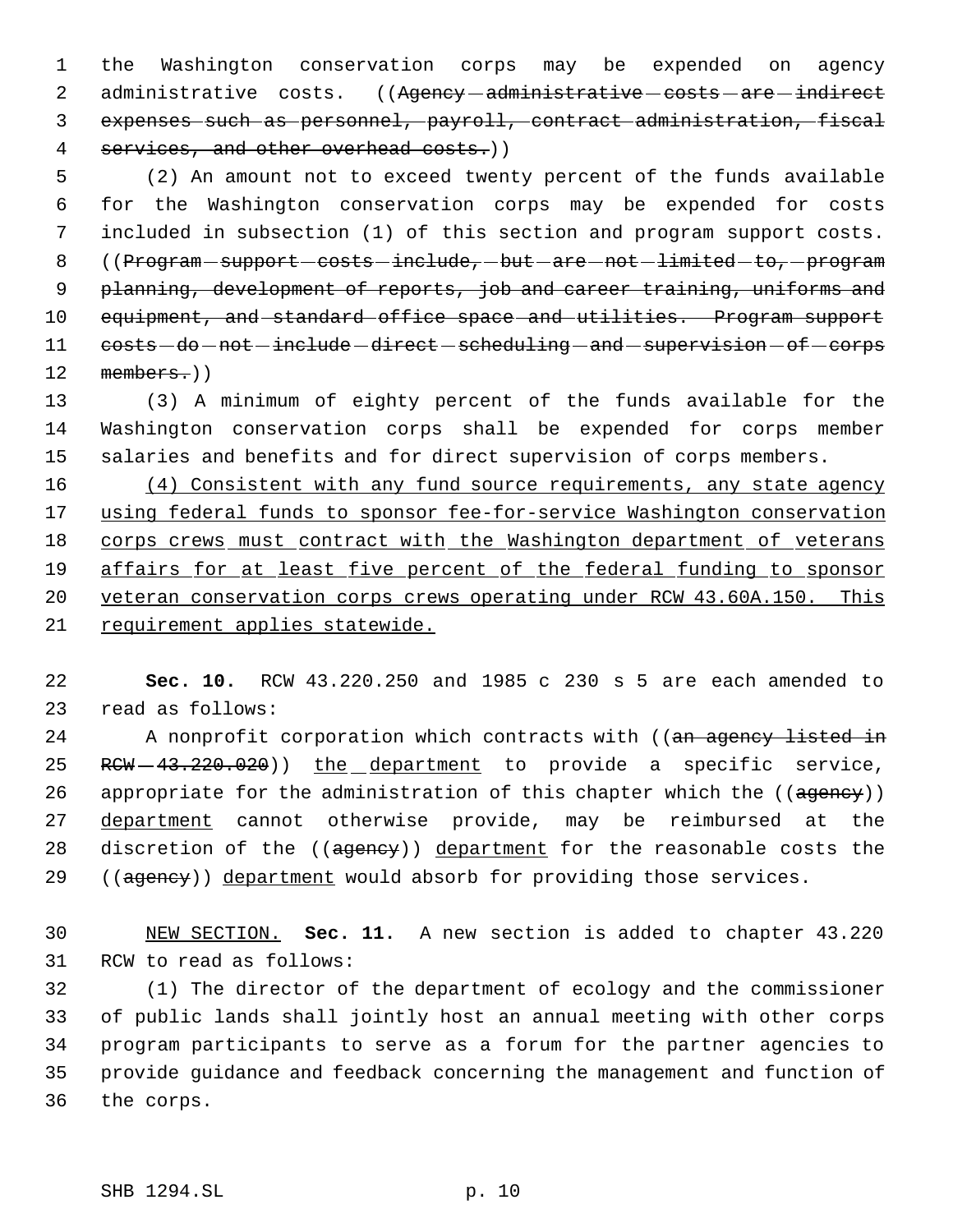the Washington conservation corps may be expended on agency administrative costs. ((~~Agency administrative costs are indirect expenses such as personnel, payroll, contract administration, fiscal services, and other overhead costs.~~))

(2) An amount not to exceed twenty percent of the funds available for the Washington conservation corps may be expended for costs included in subsection (1) of this section and program support costs. ((~~Program support costs include, but are not limited to, program planning, development of reports, job and career training, uniforms and equipment, and standard office space and utilities. Program support costs do not include direct scheduling and supervision of corps members.~~))

(3) A minimum of eighty percent of the funds available for the Washington conservation corps shall be expended for corps member salaries and benefits and for direct supervision of corps members.

<u>(4) Consistent with any fund source requirements, any state agency using federal funds to sponsor fee-for-service Washington conservation corps crews must contract with the Washington department of veterans affairs for at least five percent of the federal funding to sponsor veteran conservation corps crews operating under RCW 43.60A.150. This requirement applies statewide.</u>

**Sec. 10.** RCW 43.220.250 and 1985 c 230 s 5 are each amended to read as follows:

A nonprofit corporation which contracts with ((~~an agency listed in RCW 43.220.020~~)) <u>the department</u> to provide a specific service, appropriate for the administration of this chapter which the ((~~agency~~)) <u>department</u> cannot otherwise provide, may be reimbursed at the discretion of the ((~~agency~~)) <u>department</u> for the reasonable costs the ((~~agency~~)) <u>department</u> would absorb for providing those services.

<u>NEW SECTION.</u> **Sec. 11.** A new section is added to chapter 43.220 RCW to read as follows:

(1) The director of the department of ecology and the commissioner of public lands shall jointly host an annual meeting with other corps program participants to serve as a forum for the partner agencies to provide guidance and feedback concerning the management and function of the corps.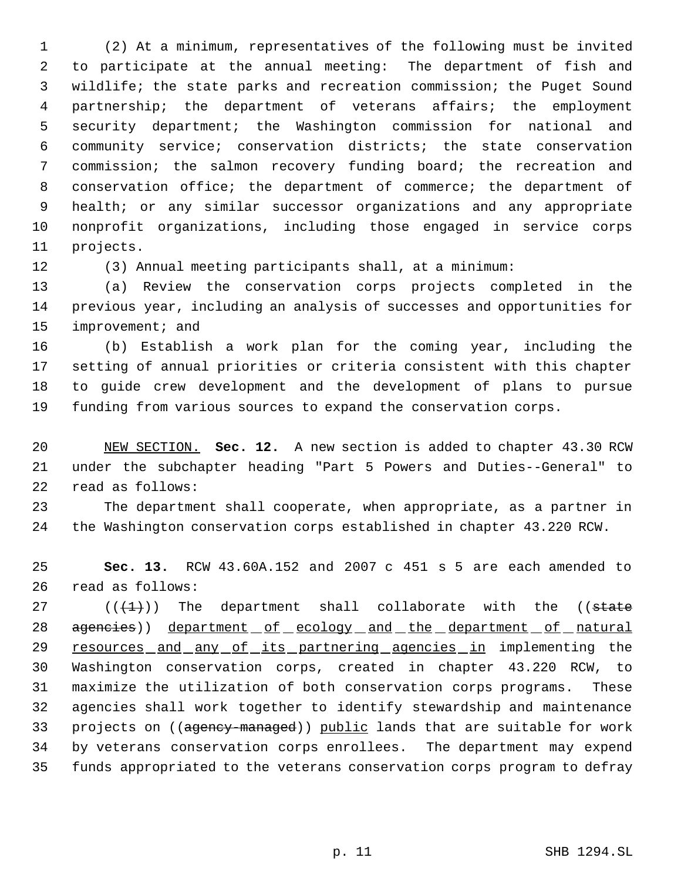(2) At a minimum, representatives of the following must be invited to participate at the annual meeting: The department of fish and wildlife; the state parks and recreation commission; the Puget Sound partnership; the department of veterans affairs; the employment security department; the Washington commission for national and community service; conservation districts; the state conservation commission; the salmon recovery funding board; the recreation and conservation office; the department of commerce; the department of health; or any similar successor organizations and any appropriate nonprofit organizations, including those engaged in service corps projects.

(3) Annual meeting participants shall, at a minimum:

(a) Review the conservation corps projects completed in the previous year, including an analysis of successes and opportunities for improvement; and

(b) Establish a work plan for the coming year, including the setting of annual priorities or criteria consistent with this chapter to guide crew development and the development of plans to pursue funding from various sources to expand the conservation corps.

NEW SECTION. **Sec. 12.** A new section is added to chapter 43.30 RCW under the subchapter heading "Part 5 Powers and Duties--General" to read as follows:

The department shall cooperate, when appropriate, as a partner in the Washington conservation corps established in chapter 43.220 RCW.

**Sec. 13.** RCW 43.60A.152 and 2007 c 451 s 5 are each amended to read as follows:

(((1))) The department shall collaborate with the ((~~state agencies~~)) department of ecology and the department of natural resources and any of its partnering agencies in implementing the Washington conservation corps, created in chapter 43.220 RCW, to maximize the utilization of both conservation corps programs. These agencies shall work together to identify stewardship and maintenance projects on ((~~agency-managed~~)) public lands that are suitable for work by veterans conservation corps enrollees. The department may expend funds appropriated to the veterans conservation corps program to defray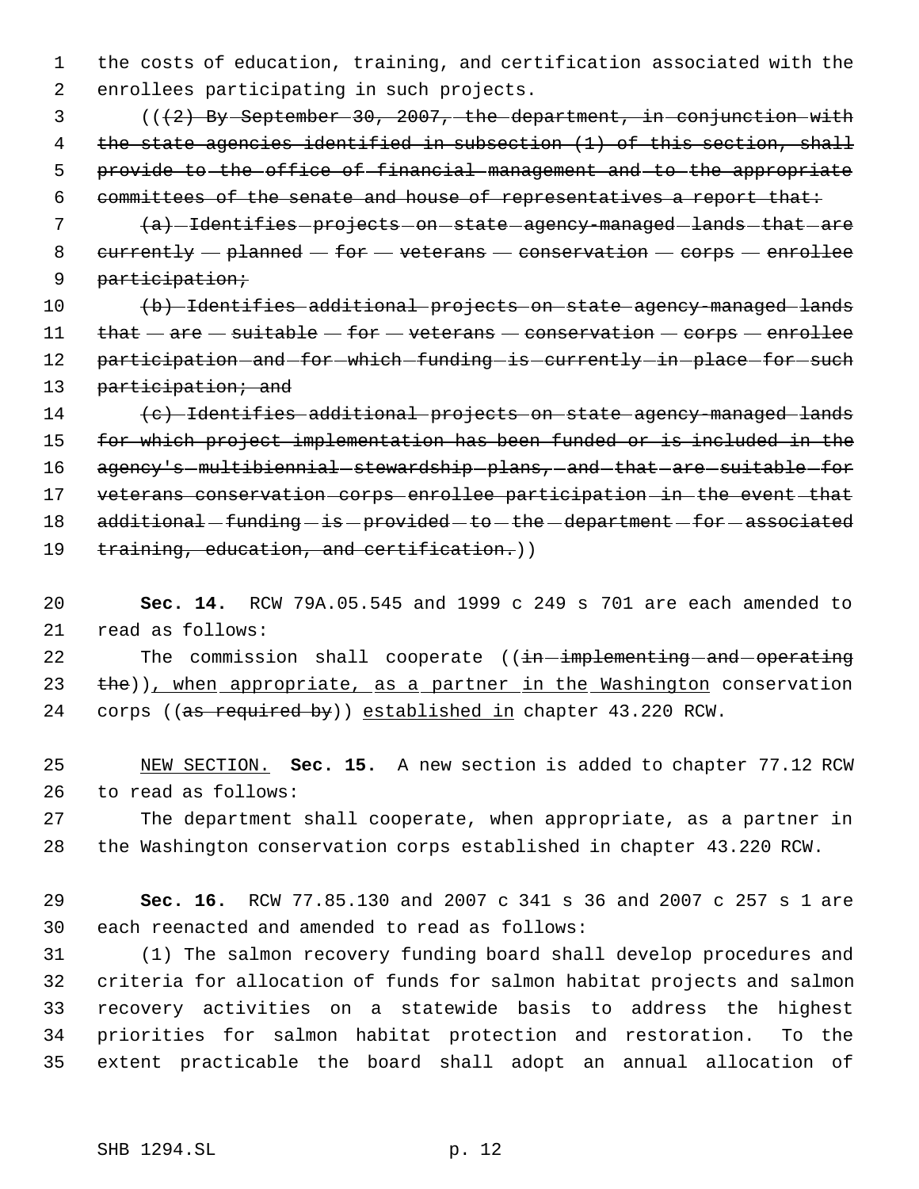the costs of education, training, and certification associated with the enrollees participating in such projects.

(((2) By September 30, 2007, the department, in conjunction with the state agencies identified in subsection (1) of this section, shall provide to the office of financial management and to the appropriate committees of the senate and house of representatives a report that:

(a) Identifies projects on state agency-managed lands that are currently planned for veterans conservation corps enrollee participation;

(b) Identifies additional projects on state agency-managed lands that are suitable for veterans conservation corps enrollee participation and for which funding is currently in place for such participation; and

(c) Identifies additional projects on state agency-managed lands for which project implementation has been funded or is included in the agency's multibiennial stewardship plans, and that are suitable for veterans conservation corps enrollee participation in the event that additional funding is provided to the department for associated training, education, and certification.))

**Sec. 14.** RCW 79A.05.545 and 1999 c 249 s 701 are each amended to read as follows:

The commission shall cooperate ((in implementing and operating the)), when appropriate, as a partner in the Washington conservation corps ((as required by)) established in chapter 43.220 RCW.

NEW SECTION. **Sec. 15.** A new section is added to chapter 77.12 RCW to read as follows:

The department shall cooperate, when appropriate, as a partner in the Washington conservation corps established in chapter 43.220 RCW.

**Sec. 16.** RCW 77.85.130 and 2007 c 341 s 36 and 2007 c 257 s 1 are each reenacted and amended to read as follows:

(1) The salmon recovery funding board shall develop procedures and criteria for allocation of funds for salmon habitat projects and salmon recovery activities on a statewide basis to address the highest priorities for salmon habitat protection and restoration. To the extent practicable the board shall adopt an annual allocation of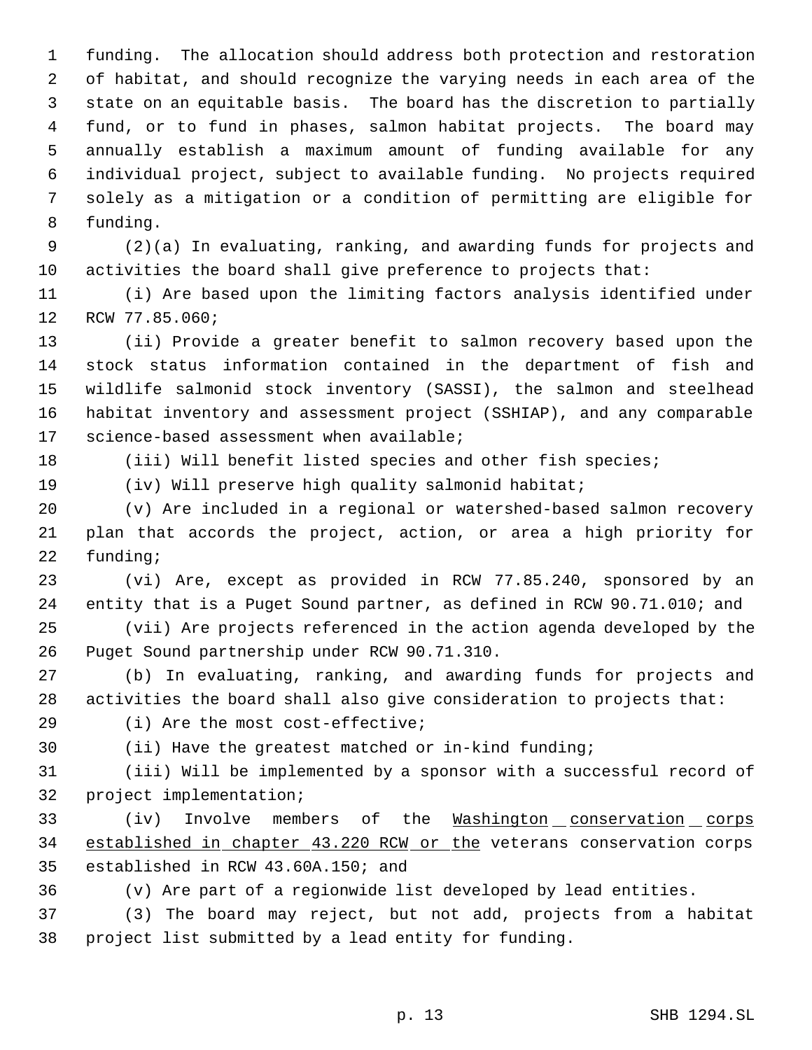funding. The allocation should address both protection and restoration of habitat, and should recognize the varying needs in each area of the state on an equitable basis. The board has the discretion to partially fund, or to fund in phases, salmon habitat projects. The board may annually establish a maximum amount of funding available for any individual project, subject to available funding. No projects required solely as a mitigation or a condition of permitting are eligible for funding.

(2)(a) In evaluating, ranking, and awarding funds for projects and activities the board shall give preference to projects that:

(i) Are based upon the limiting factors analysis identified under RCW 77.85.060;

(ii) Provide a greater benefit to salmon recovery based upon the stock status information contained in the department of fish and wildlife salmonid stock inventory (SASSI), the salmon and steelhead habitat inventory and assessment project (SSHIAP), and any comparable science-based assessment when available;

(iii) Will benefit listed species and other fish species;

(iv) Will preserve high quality salmonid habitat;

(v) Are included in a regional or watershed-based salmon recovery plan that accords the project, action, or area a high priority for funding;

(vi) Are, except as provided in RCW 77.85.240, sponsored by an entity that is a Puget Sound partner, as defined in RCW 90.71.010; and

(vii) Are projects referenced in the action agenda developed by the Puget Sound partnership under RCW 90.71.310.

(b) In evaluating, ranking, and awarding funds for projects and activities the board shall also give consideration to projects that:

(i) Are the most cost-effective;

(ii) Have the greatest matched or in-kind funding;

(iii) Will be implemented by a sponsor with a successful record of project implementation;

(iv) Involve members of the Washington conservation corps established in chapter 43.220 RCW or the veterans conservation corps established in RCW 43.60A.150; and

(v) Are part of a regionwide list developed by lead entities.

(3) The board may reject, but not add, projects from a habitat project list submitted by a lead entity for funding.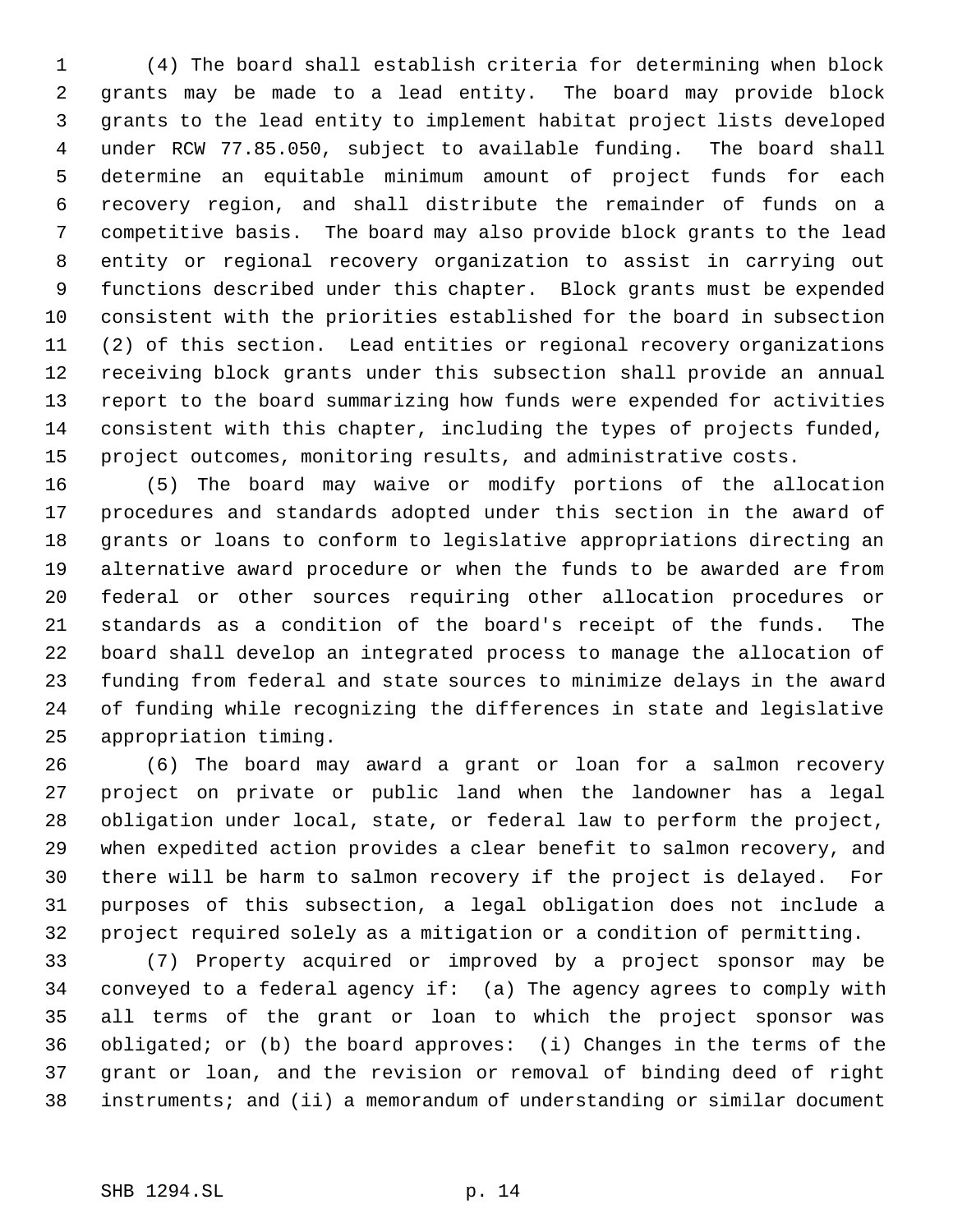(4) The board shall establish criteria for determining when block grants may be made to a lead entity. The board may provide block grants to the lead entity to implement habitat project lists developed under RCW 77.85.050, subject to available funding. The board shall determine an equitable minimum amount of project funds for each recovery region, and shall distribute the remainder of funds on a competitive basis. The board may also provide block grants to the lead entity or regional recovery organization to assist in carrying out functions described under this chapter. Block grants must be expended consistent with the priorities established for the board in subsection (2) of this section. Lead entities or regional recovery organizations receiving block grants under this subsection shall provide an annual report to the board summarizing how funds were expended for activities consistent with this chapter, including the types of projects funded, project outcomes, monitoring results, and administrative costs.

(5) The board may waive or modify portions of the allocation procedures and standards adopted under this section in the award of grants or loans to conform to legislative appropriations directing an alternative award procedure or when the funds to be awarded are from federal or other sources requiring other allocation procedures or standards as a condition of the board's receipt of the funds. The board shall develop an integrated process to manage the allocation of funding from federal and state sources to minimize delays in the award of funding while recognizing the differences in state and legislative appropriation timing.

(6) The board may award a grant or loan for a salmon recovery project on private or public land when the landowner has a legal obligation under local, state, or federal law to perform the project, when expedited action provides a clear benefit to salmon recovery, and there will be harm to salmon recovery if the project is delayed. For purposes of this subsection, a legal obligation does not include a project required solely as a mitigation or a condition of permitting.

(7) Property acquired or improved by a project sponsor may be conveyed to a federal agency if: (a) The agency agrees to comply with all terms of the grant or loan to which the project sponsor was obligated; or (b) the board approves: (i) Changes in the terms of the grant or loan, and the revision or removal of binding deed of right instruments; and (ii) a memorandum of understanding or similar document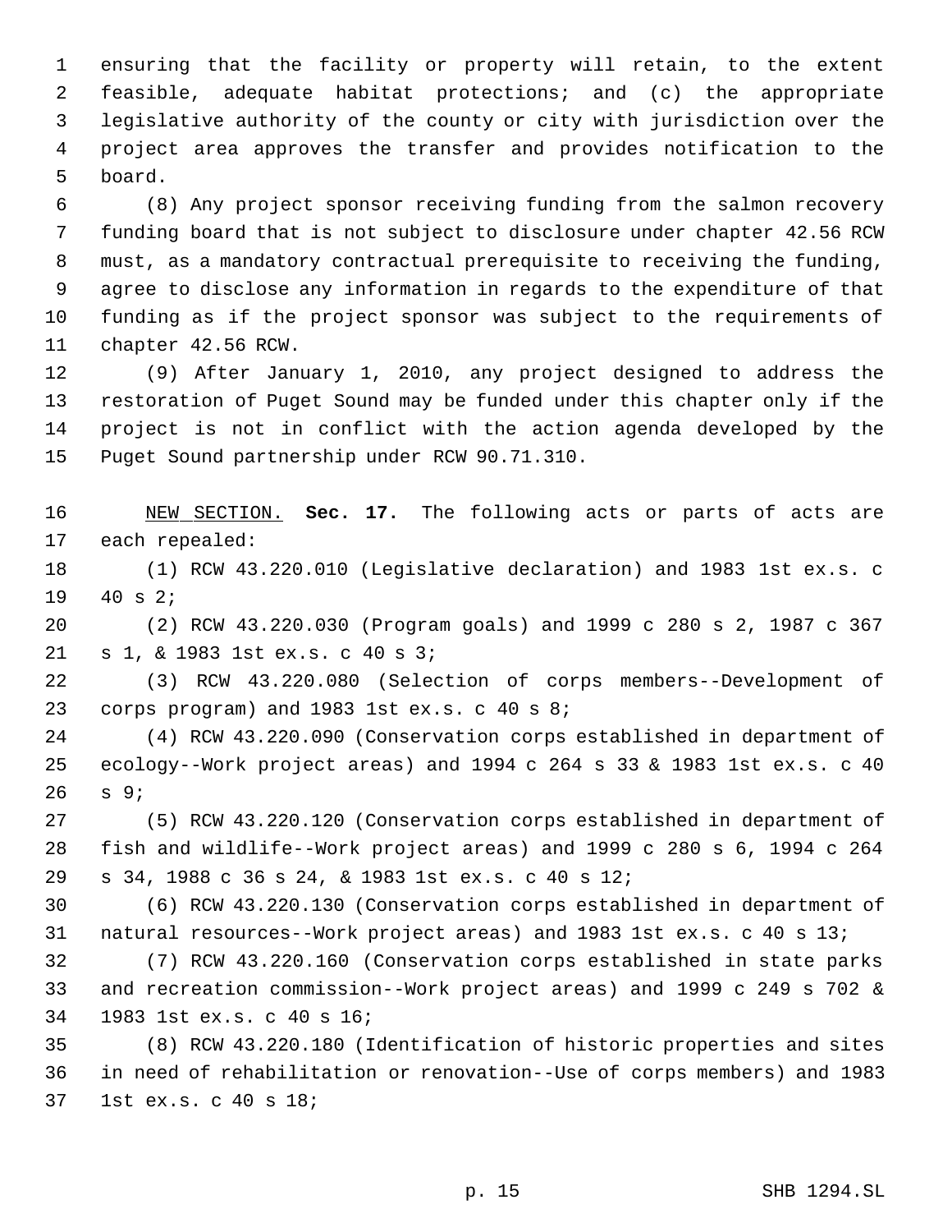ensuring that the facility or property will retain, to the extent feasible, adequate habitat protections; and (c) the appropriate legislative authority of the county or city with jurisdiction over the project area approves the transfer and provides notification to the board.

(8) Any project sponsor receiving funding from the salmon recovery funding board that is not subject to disclosure under chapter 42.56 RCW must, as a mandatory contractual prerequisite to receiving the funding, agree to disclose any information in regards to the expenditure of that funding as if the project sponsor was subject to the requirements of chapter 42.56 RCW.

(9) After January 1, 2010, any project designed to address the restoration of Puget Sound may be funded under this chapter only if the project is not in conflict with the action agenda developed by the Puget Sound partnership under RCW 90.71.310.

NEW SECTION. **Sec. 17.** The following acts or parts of acts are each repealed:

(1) RCW 43.220.010 (Legislative declaration) and 1983 1st ex.s. c 40 s 2;

(2) RCW 43.220.030 (Program goals) and 1999 c 280 s 2, 1987 c 367 s 1, & 1983 1st ex.s. c 40 s 3;

(3) RCW 43.220.080 (Selection of corps members--Development of corps program) and 1983 1st ex.s. c 40 s 8;

(4) RCW 43.220.090 (Conservation corps established in department of ecology--Work project areas) and 1994 c 264 s 33 & 1983 1st ex.s. c 40 s 9;

(5) RCW 43.220.120 (Conservation corps established in department of fish and wildlife--Work project areas) and 1999 c 280 s 6, 1994 c 264 s 34, 1988 c 36 s 24, & 1983 1st ex.s. c 40 s 12;

(6) RCW 43.220.130 (Conservation corps established in department of natural resources--Work project areas) and 1983 1st ex.s. c 40 s 13;

(7) RCW 43.220.160 (Conservation corps established in state parks and recreation commission--Work project areas) and 1999 c 249 s 702 & 1983 1st ex.s. c 40 s 16;

(8) RCW 43.220.180 (Identification of historic properties and sites in need of rehabilitation or renovation--Use of corps members) and 1983 1st ex.s. c 40 s 18;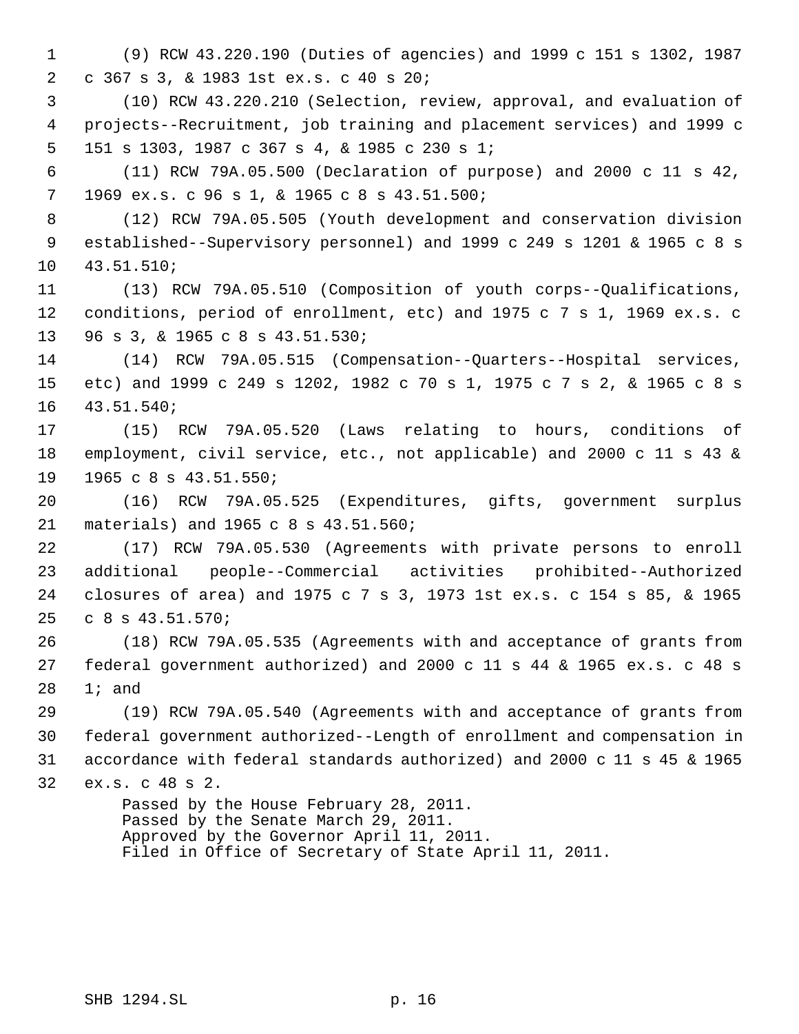(9) RCW 43.220.190 (Duties of agencies) and 1999 c 151 s 1302, 1987 c 367 s 3, & 1983 1st ex.s. c 40 s 20;

(10) RCW 43.220.210 (Selection, review, approval, and evaluation of projects--Recruitment, job training and placement services) and 1999 c 151 s 1303, 1987 c 367 s 4, & 1985 c 230 s 1;

(11) RCW 79A.05.500 (Declaration of purpose) and 2000 c 11 s 42, 1969 ex.s. c 96 s 1, & 1965 c 8 s 43.51.500;

(12) RCW 79A.05.505 (Youth development and conservation division established--Supervisory personnel) and 1999 c 249 s 1201 & 1965 c 8 s 43.51.510;

(13) RCW 79A.05.510 (Composition of youth corps--Qualifications, conditions, period of enrollment, etc) and 1975 c 7 s 1, 1969 ex.s. c 96 s 3, & 1965 c 8 s 43.51.530;

(14) RCW 79A.05.515 (Compensation--Quarters--Hospital services, etc) and 1999 c 249 s 1202, 1982 c 70 s 1, 1975 c 7 s 2, & 1965 c 8 s 43.51.540;

(15) RCW 79A.05.520 (Laws relating to hours, conditions of employment, civil service, etc., not applicable) and 2000 c 11 s 43 & 1965 c 8 s 43.51.550;

(16) RCW 79A.05.525 (Expenditures, gifts, government surplus materials) and 1965 c 8 s 43.51.560;

(17) RCW 79A.05.530 (Agreements with private persons to enroll additional people--Commercial activities prohibited--Authorized closures of area) and 1975 c 7 s 3, 1973 1st ex.s. c 154 s 85, & 1965 c 8 s 43.51.570;

(18) RCW 79A.05.535 (Agreements with and acceptance of grants from federal government authorized) and 2000 c 11 s 44 & 1965 ex.s. c 48 s 1; and

(19) RCW 79A.05.540 (Agreements with and acceptance of grants from federal government authorized--Length of enrollment and compensation in accordance with federal standards authorized) and 2000 c 11 s 45 & 1965 ex.s. c 48 s 2.

Passed by the House February 28, 2011.
Passed by the Senate March 29, 2011.
Approved by the Governor April 11, 2011.
Filed in Office of Secretary of State April 11, 2011.